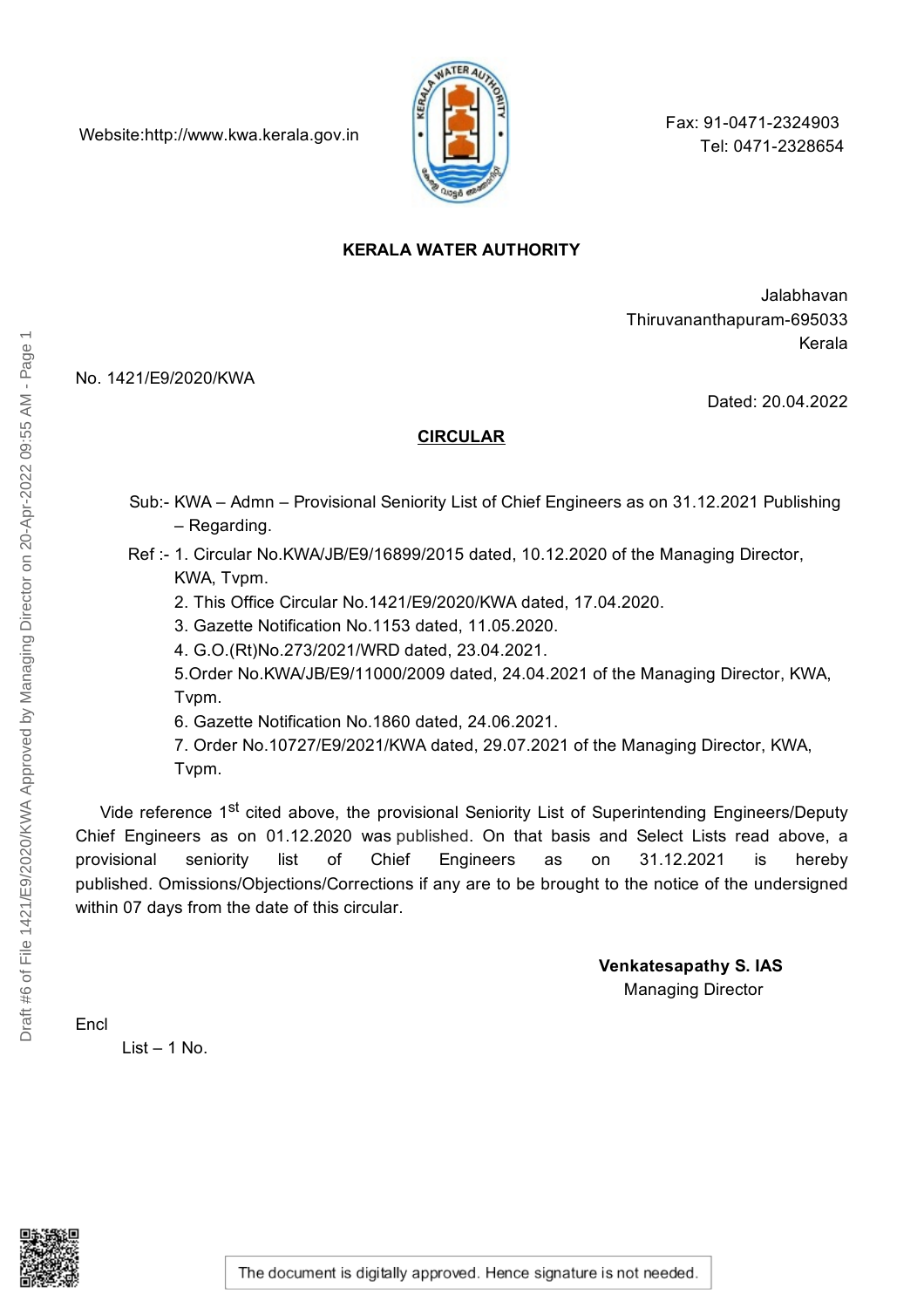Website:http://www.kwa.kerala.gov.in

Fax: 91-0471-2324903
Tel: 0471-2328654

**KERALA WATER AUTHORITY**

Jalabhavan
Thiruvananthapuram-695033
Kerala

No. 1421/E9/2020/KWA

Dated: 20.04.2022

**CIRCULAR**

Sub:- KWA – Admn – Provisional Seniority List of Chief Engineers as on 31.12.2021 Publishing – Regarding.

Ref :- 1. Circular No.KWA/JB/E9/16899/2015 dated, 10.12.2020 of the Managing Director, KWA, Tvpm.
2. This Office Circular No.1421/E9/2020/KWA dated, 17.04.2020.
3. Gazette Notification No.1153 dated, 11.05.2020.
4. G.O.(Rt)No.273/2021/WRD dated, 23.04.2021.
5.Order No.KWA/JB/E9/11000/2009 dated, 24.04.2021 of the Managing Director, KWA, Tvpm.
6. Gazette Notification No.1860 dated, 24.06.2021.
7. Order No.10727/E9/2021/KWA dated, 29.07.2021 of the Managing Director, KWA, Tvpm.

Vide reference 1st cited above, the provisional Seniority List of Superintending Engineers/Deputy Chief Engineers as on 01.12.2020 was published. On that basis and Select Lists read above, a provisional seniority list of Chief Engineers as on 31.12.2021 is hereby published. Omissions/Objections/Corrections if any are to be brought to the notice of the undersigned within 07 days from the date of this circular.

**Venkatesapathy S. IAS**
Managing Director

Encl
List – 1 No.

The document is digitally approved. Hence signature is not needed.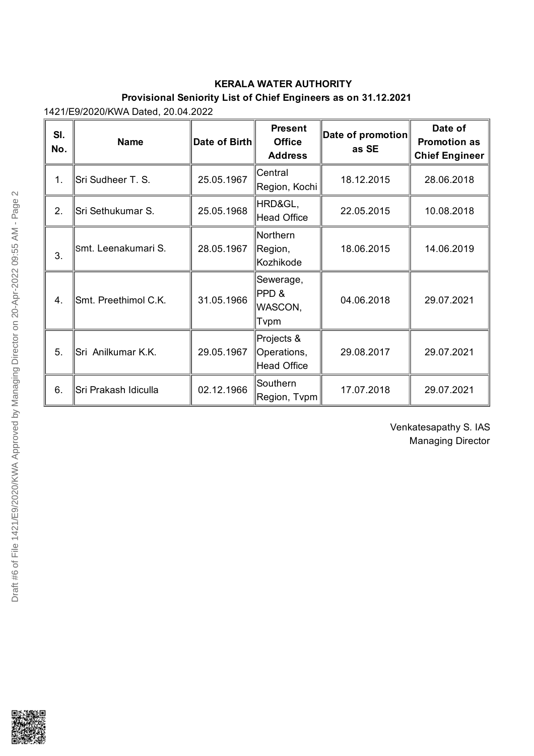**KERALA WATER AUTHORITY**

**Provisional Seniority List of Chief Engineers as on 31.12.2021**

1421/E9/2020/KWA Dated, 20.04.2022

| Sl. No. | Name | Date of Birth | Present Office Address | Date of promotion as SE | Date of Promotion as Chief Engineer |
|---|---|---|---|---|---|
| 1. | Sri Sudheer T. S. | 25.05.1967 | Central Region, Kochi | 18.12.2015 | 28.06.2018 |
| 2. | Sri Sethukumar S. | 25.05.1968 | HRD&GL, Head Office | 22.05.2015 | 10.08.2018 |
| 3. | Smt. Leenakumari S. | 28.05.1967 | Northern Region, Kozhikode | 18.06.2015 | 14.06.2019 |
| 4. | Smt. Preethimol C.K. | 31.05.1966 | Sewerage, PPD & WASCON, Tvpm | 04.06.2018 | 29.07.2021 |
| 5. | Sri Anilkumar K.K. | 29.05.1967 | Projects & Operations, Head Office | 29.08.2017 | 29.07.2021 |
| 6. | Sri Prakash Idiculla | 02.12.1966 | Southern Region, Tvpm | 17.07.2018 | 29.07.2021 |

Venkatesapathy S. IAS
Managing Director

Draft #6 of File 1421/E9/2020/KWA Approved by Managing Director on 20-Apr-2022 09:55 AM